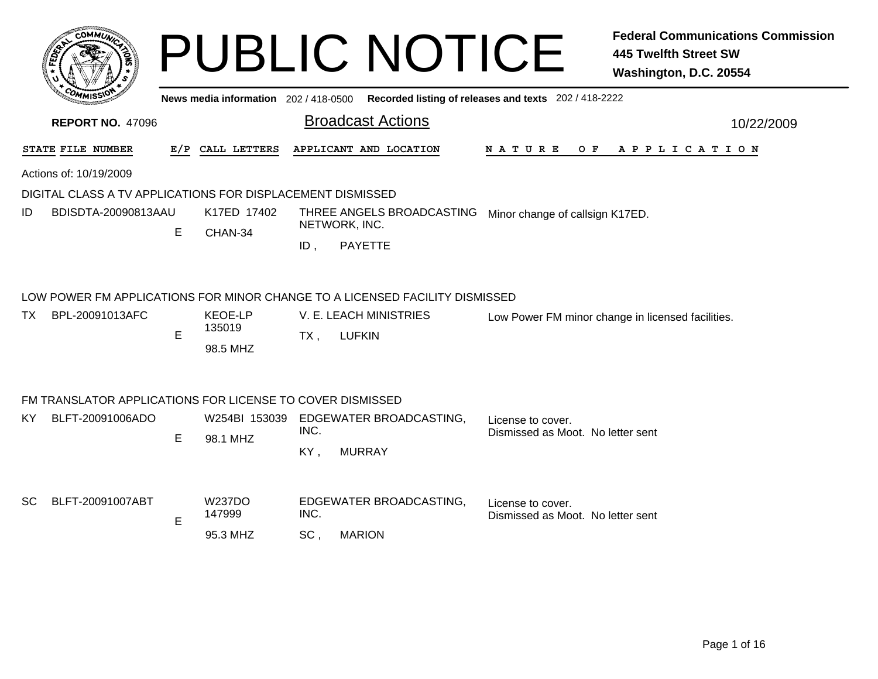# PUBLIC NOTICE

**Federal Communications Commission**
**445 Twelfth Street SW**
**Washington, D.C. 20554**

**News media information** 202 / 418-0500 **Recorded listing of releases and texts** 202 / 418-2222

**REPORT NO.** 47096

## Broadcast Actions

10/22/2009

| STATE | FILE NUMBER | E/P | CALL LETTERS | APPLICANT AND LOCATION | NATURE OF APPLICATION |
|---|---|---|---|---|---|

Actions of: 10/19/2009

### DIGITAL CLASS A TV APPLICATIONS FOR DISPLACEMENT DISMISSED

| STATE | FILE NUMBER | E/P | CALL LETTERS | APPLICANT AND LOCATION | NATURE OF APPLICATION |
|---|---|---|---|---|---|
| ID | BDISDTA-20090813AAU | E | K17ED 17402 CHAN-34 | THREE ANGELS BROADCASTING NETWORK, INC. ID , PAYETTE | Minor change of callsign K17ED. |

### LOW POWER FM APPLICATIONS FOR MINOR CHANGE TO A LICENSED FACILITY DISMISSED

| STATE | FILE NUMBER | E/P | CALL LETTERS | APPLICANT AND LOCATION | NATURE OF APPLICATION |
|---|---|---|---|---|---|
| TX | BPL-20091013AFC | E | KEOE-LP 135019 98.5 MHZ | V. E. LEACH MINISTRIES TX , LUFKIN | Low Power FM minor change in licensed facilities. |

### FM TRANSLATOR APPLICATIONS FOR LICENSE TO COVER DISMISSED

| STATE | FILE NUMBER | E/P | CALL LETTERS | APPLICANT AND LOCATION | NATURE OF APPLICATION |
|---|---|---|---|---|---|
| KY | BLFT-20091006ADO | E | W254BI 153039 98.1 MHZ | EDGEWATER BROADCASTING, INC. KY , MURRAY | License to cover. Dismissed as Moot. No letter sent |
| SC | BLFT-20091007ABT | E | W237DO 147999 95.3 MHZ | EDGEWATER BROADCASTING, INC. SC , MARION | License to cover. Dismissed as Moot. No letter sent |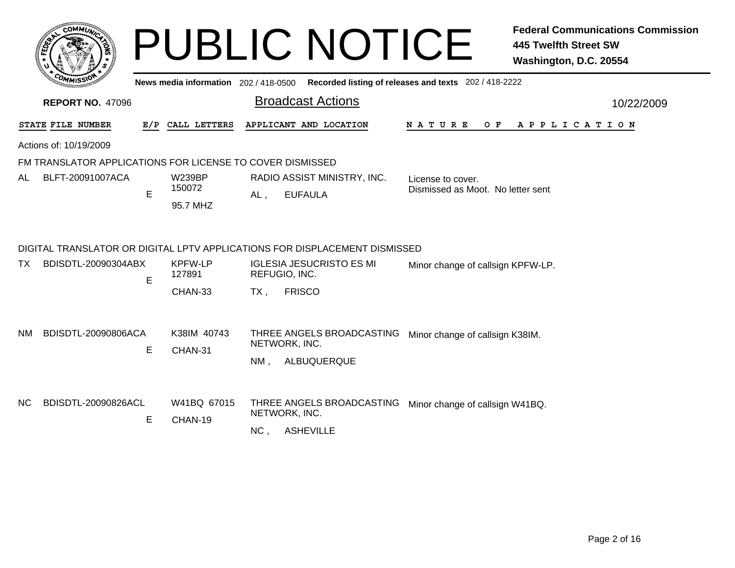# PUBLIC NOTICE

**Federal Communications Commission**
**445 Twelfth Street SW**
**Washington, D.C. 20554**

**News media information** 202 / 418-0500 **Recorded listing of releases and texts** 202 / 418-2222

**REPORT NO.** 47096

## Broadcast Actions

10/22/2009

Actions of: 10/19/2009

### FM TRANSLATOR APPLICATIONS FOR LICENSE TO COVER DISMISSED

| STATE | FILE NUMBER | E/P | CALL LETTERS | APPLICANT AND LOCATION | NATURE OF APPLICATION |
|---|---|---|---|---|---|
| AL | BLFT-20091007ACA | E | W239BP 150072 95.7 MHZ | RADIO ASSIST MINISTRY, INC. AL , EUFAULA | License to cover. Dismissed as Moot. No letter sent |

### DIGITAL TRANSLATOR OR DIGITAL LPTV APPLICATIONS FOR DISPLACEMENT DISMISSED

| STATE | FILE NUMBER | E/P | CALL LETTERS | APPLICANT AND LOCATION | NATURE OF APPLICATION |
|---|---|---|---|---|---|
| TX | BDISDTL-20090304ABX | E | KPFW-LP 127891 CHAN-33 | IGLESIA JESUCRISTO ES MI REFUGIO, INC. TX , FRISCO | Minor change of callsign KPFW-LP. |
| NM | BDISDTL-20090806ACA | E | K38IM 40743 CHAN-31 | THREE ANGELS BROADCASTING NETWORK, INC. NM , ALBUQUERQUE | Minor change of callsign K38IM. |
| NC | BDISDTL-20090826ACL | E | W41BQ 67015 CHAN-19 | THREE ANGELS BROADCASTING NETWORK, INC. NC , ASHEVILLE | Minor change of callsign W41BQ. |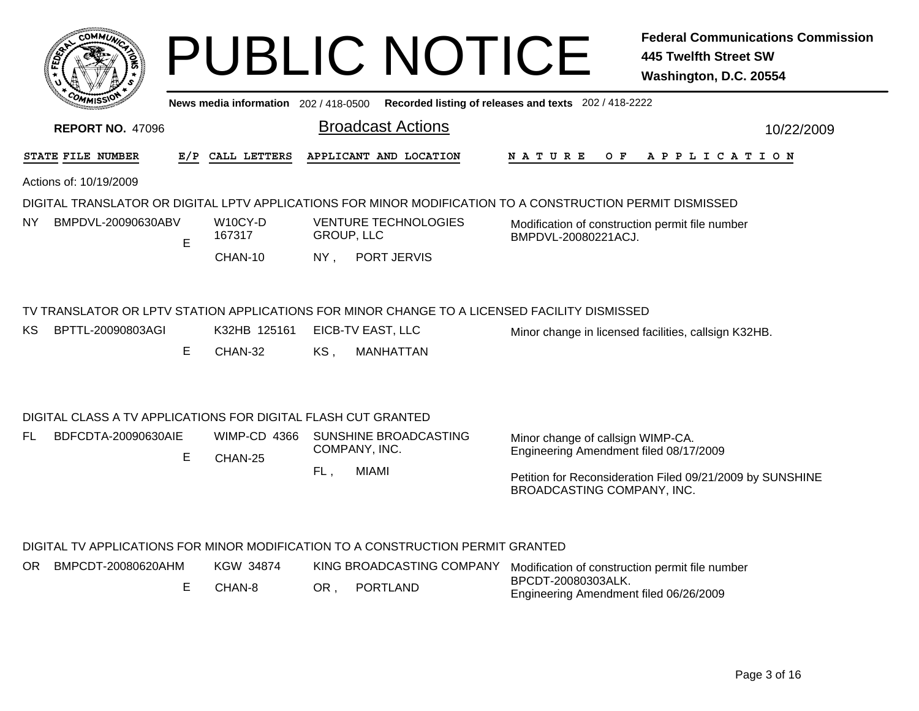# PUBLIC NOTICE

**Federal Communications Commission**
**445 Twelfth Street SW**
**Washington, D.C. 20554**

News media information 202 / 418-0500 Recorded listing of releases and texts 202 / 418-2222

**REPORT NO. 47096**

## Broadcast Actions

10/22/2009

| STATE | FILE NUMBER | E/P | CALL LETTERS | APPLICANT AND LOCATION | NATURE OF APPLICATION |
|---|---|---|---|---|---|

Actions of: 10/19/2009

### DIGITAL TRANSLATOR OR DIGITAL LPTV APPLICATIONS FOR MINOR MODIFICATION TO A CONSTRUCTION PERMIT DISMISSED

| STATE | FILE NUMBER | E/P | CALL LETTERS | APPLICANT AND LOCATION | NATURE OF APPLICATION |
|---|---|---|---|---|---|
| NY | BMPDVL-20090630ABV | E | W10CY-D 167317 CHAN-10 | VENTURE TECHNOLOGIES GROUP, LLC NY , PORT JERVIS | Modification of construction permit file number BMPDVL-20080221ACJ. |

### TV TRANSLATOR OR LPTV STATION APPLICATIONS FOR MINOR CHANGE TO A LICENSED FACILITY DISMISSED

| STATE | FILE NUMBER | E/P | CALL LETTERS | APPLICANT AND LOCATION | NATURE OF APPLICATION |
|---|---|---|---|---|---|
| KS | BPTTL-20090803AGI | E | K32HB 125161 CHAN-32 | EICB-TV EAST, LLC KS , MANHATTAN | Minor change in licensed facilities, callsign K32HB. |

### DIGITAL CLASS A TV APPLICATIONS FOR DIGITAL FLASH CUT GRANTED

| STATE | FILE NUMBER | E/P | CALL LETTERS | APPLICANT AND LOCATION | NATURE OF APPLICATION |
|---|---|---|---|---|---|
| FL | BDFCDTA-20090630AIE | E | WIMP-CD 4366 CHAN-25 | SUNSHINE BROADCASTING COMPANY, INC. FL , MIAMI | Minor change of callsign WIMP-CA. Engineering Amendment filed 08/17/2009<br>Petition for Reconsideration Filed 09/21/2009 by SUNSHINE BROADCASTING COMPANY, INC. |

### DIGITAL TV APPLICATIONS FOR MINOR MODIFICATION TO A CONSTRUCTION PERMIT GRANTED

| STATE | FILE NUMBER | E/P | CALL LETTERS | APPLICANT AND LOCATION | NATURE OF APPLICATION |
|---|---|---|---|---|---|
| OR | BMPCDT-20080620AHM | E | KGW 34874 CHAN-8 | KING BROADCASTING COMPANY OR , PORTLAND | Modification of construction permit file number BPCDT-20080303ALK. Engineering Amendment filed 06/26/2009 |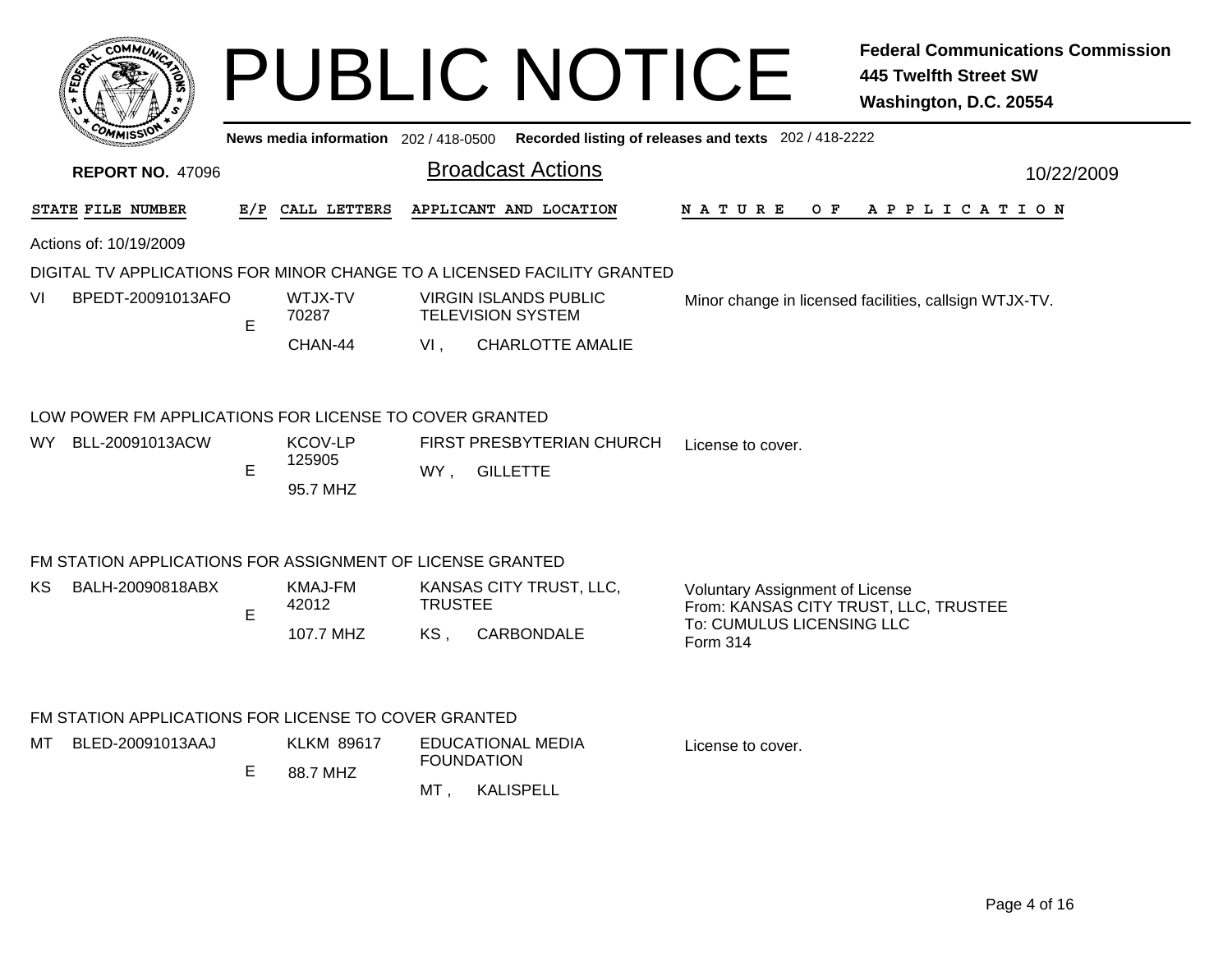# PUBLIC NOTICE

**Federal Communications Commission**
**445 Twelfth Street SW**
**Washington, D.C. 20554**

**News media information** 202 / 418-0500 **Recorded listing of releases and texts** 202 / 418-2222

**REPORT NO.** 47096

## Broadcast Actions

10/22/2009

| STATE | FILE NUMBER | E/P | CALL LETTERS | APPLICANT AND LOCATION | NATURE OF APPLICATION |
|---|---|---|---|---|---|

Actions of: 10/19/2009

### DIGITAL TV APPLICATIONS FOR MINOR CHANGE TO A LICENSED FACILITY GRANTED

| STATE | FILE NUMBER | E/P | CALL LETTERS | APPLICANT AND LOCATION | NATURE OF APPLICATION |
|---|---|---|---|---|---|
| VI | BPEDT-20091013AFO | E | WTJX-TV 70287 CHAN-44 | VIRGIN ISLANDS PUBLIC TELEVISION SYSTEM VI , CHARLOTTE AMALIE | Minor change in licensed facilities, callsign WTJX-TV. |

### LOW POWER FM APPLICATIONS FOR LICENSE TO COVER GRANTED

| STATE | FILE NUMBER | E/P | CALL LETTERS | APPLICANT AND LOCATION | NATURE OF APPLICATION |
|---|---|---|---|---|---|
| WY | BLL-20091013ACW | E | KCOV-LP 125905 95.7 MHZ | FIRST PRESBYTERIAN CHURCH WY , GILLETTE | License to cover. |

### FM STATION APPLICATIONS FOR ASSIGNMENT OF LICENSE GRANTED

| STATE | FILE NUMBER | E/P | CALL LETTERS | APPLICANT AND LOCATION | NATURE OF APPLICATION |
|---|---|---|---|---|---|
| KS | BALH-20090818ABX | E | KMAJ-FM 42012 107.7 MHZ | KANSAS CITY TRUST, LLC, TRUSTEE KS , CARBONDALE | Voluntary Assignment of License From: KANSAS CITY TRUST, LLC, TRUSTEE To: CUMULUS LICENSING LLC Form 314 |

### FM STATION APPLICATIONS FOR LICENSE TO COVER GRANTED

| STATE | FILE NUMBER | E/P | CALL LETTERS | APPLICANT AND LOCATION | NATURE OF APPLICATION |
|---|---|---|---|---|---|
| MT | BLED-20091013AAJ | E | KLKM 89617 88.7 MHZ | EDUCATIONAL MEDIA FOUNDATION MT , KALISPELL | License to cover. |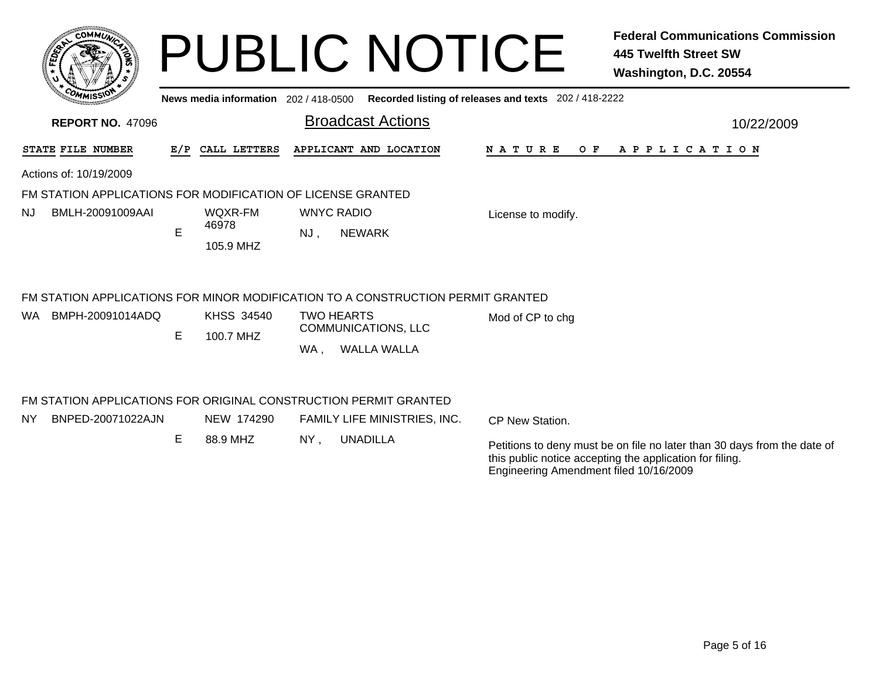# PUBLIC NOTICE

**Federal Communications Commission**
**445 Twelfth Street SW**
**Washington, D.C. 20554**

**News media information** 202 / 418-0500 **Recorded listing of releases and texts** 202 / 418-2222

**REPORT NO.** 47096

## Broadcast Actions

10/22/2009

| STATE | FILE NUMBER | E/P | CALL LETTERS | APPLICANT AND LOCATION | NATURE OF APPLICATION |
|---|---|---|---|---|---|

Actions of: 10/19/2009

### FM STATION APPLICATIONS FOR MODIFICATION OF LICENSE GRANTED

| STATE | FILE NUMBER | E/P | CALL LETTERS | APPLICANT AND LOCATION | NATURE OF APPLICATION |
|---|---|---|---|---|---|
| NJ | BMLH-20091009AAI | E | WQXR-FM 46978 105.9 MHZ | WNYC RADIO NJ , NEWARK | License to modify. |

### FM STATION APPLICATIONS FOR MINOR MODIFICATION TO A CONSTRUCTION PERMIT GRANTED

| STATE | FILE NUMBER | E/P | CALL LETTERS | APPLICANT AND LOCATION | NATURE OF APPLICATION |
|---|---|---|---|---|---|
| WA | BMPH-20091014ADQ | E | KHSS 34540 100.7 MHZ | TWO HEARTS COMMUNICATIONS, LLC WA , WALLA WALLA | Mod of CP to chg |

### FM STATION APPLICATIONS FOR ORIGINAL CONSTRUCTION PERMIT GRANTED

| STATE | FILE NUMBER | E/P | CALL LETTERS | APPLICANT AND LOCATION | NATURE OF APPLICATION |
|---|---|---|---|---|---|
| NY | BNPED-20071022AJN | E | NEW 174290 88.9 MHZ | FAMILY LIFE MINISTRIES, INC. NY , UNADILLA | CP New Station. Petitions to deny must be on file no later than 30 days from the date of this public notice accepting the application for filing. Engineering Amendment filed 10/16/2009 |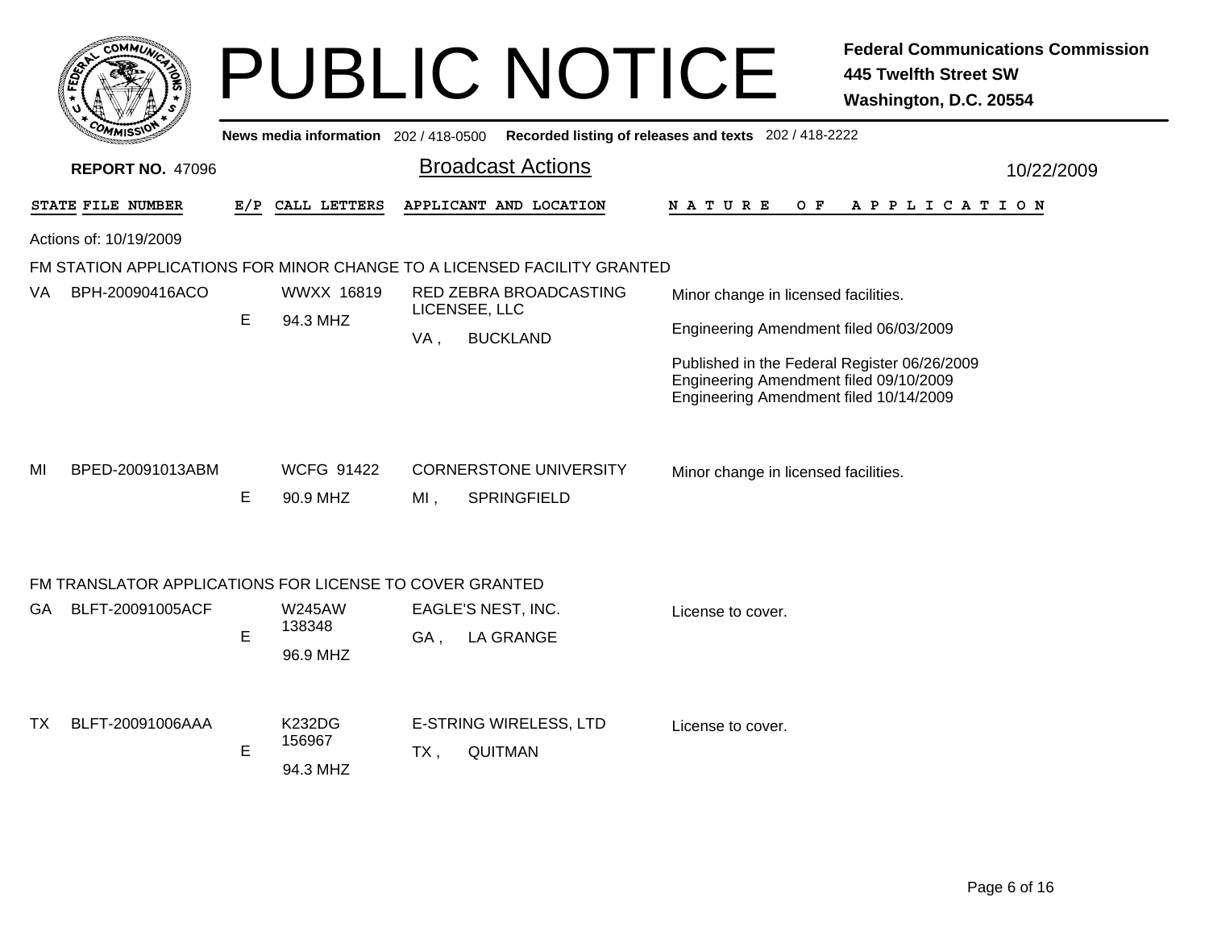# PUBLIC NOTICE

**Federal Communications Commission**
**445 Twelfth Street SW**
**Washington, D.C. 20554**

**News media information** 202 / 418-0500 **Recorded listing of releases and texts** 202 / 418-2222

**REPORT NO.** 47096

## Broadcast Actions

10/22/2009

Actions of: 10/19/2009

### FM STATION APPLICATIONS FOR MINOR CHANGE TO A LICENSED FACILITY GRANTED

| STATE | FILE NUMBER | E/P | CALL LETTERS | APPLICANT AND LOCATION | NATURE OF APPLICATION |
|---|---|---|---|---|---|
| VA | BPH-20090416ACO | E | WWXX 16819<br>94.3 MHZ | RED ZEBRA BROADCASTING LICENSEE, LLC<br>VA , BUCKLAND | Minor change in licensed facilities.<br>Engineering Amendment filed 06/03/2009<br>Published in the Federal Register 06/26/2009<br>Engineering Amendment filed 09/10/2009<br>Engineering Amendment filed 10/14/2009 |
| MI | BPED-20091013ABM | E | WCFG 91422<br>90.9 MHZ | CORNERSTONE UNIVERSITY<br>MI , SPRINGFIELD | Minor change in licensed facilities. |

### FM TRANSLATOR APPLICATIONS FOR LICENSE TO COVER GRANTED

| STATE | FILE NUMBER | E/P | CALL LETTERS | APPLICANT AND LOCATION | NATURE OF APPLICATION |
|---|---|---|---|---|---|
| GA | BLFT-20091005ACF | E | W245AW 138348<br>96.9 MHZ | EAGLE'S NEST, INC.<br>GA , LA GRANGE | License to cover. |
| TX | BLFT-20091006AAA | E | K232DG 156967<br>94.3 MHZ | E-STRING WIRELESS, LTD<br>TX , QUITMAN | License to cover. |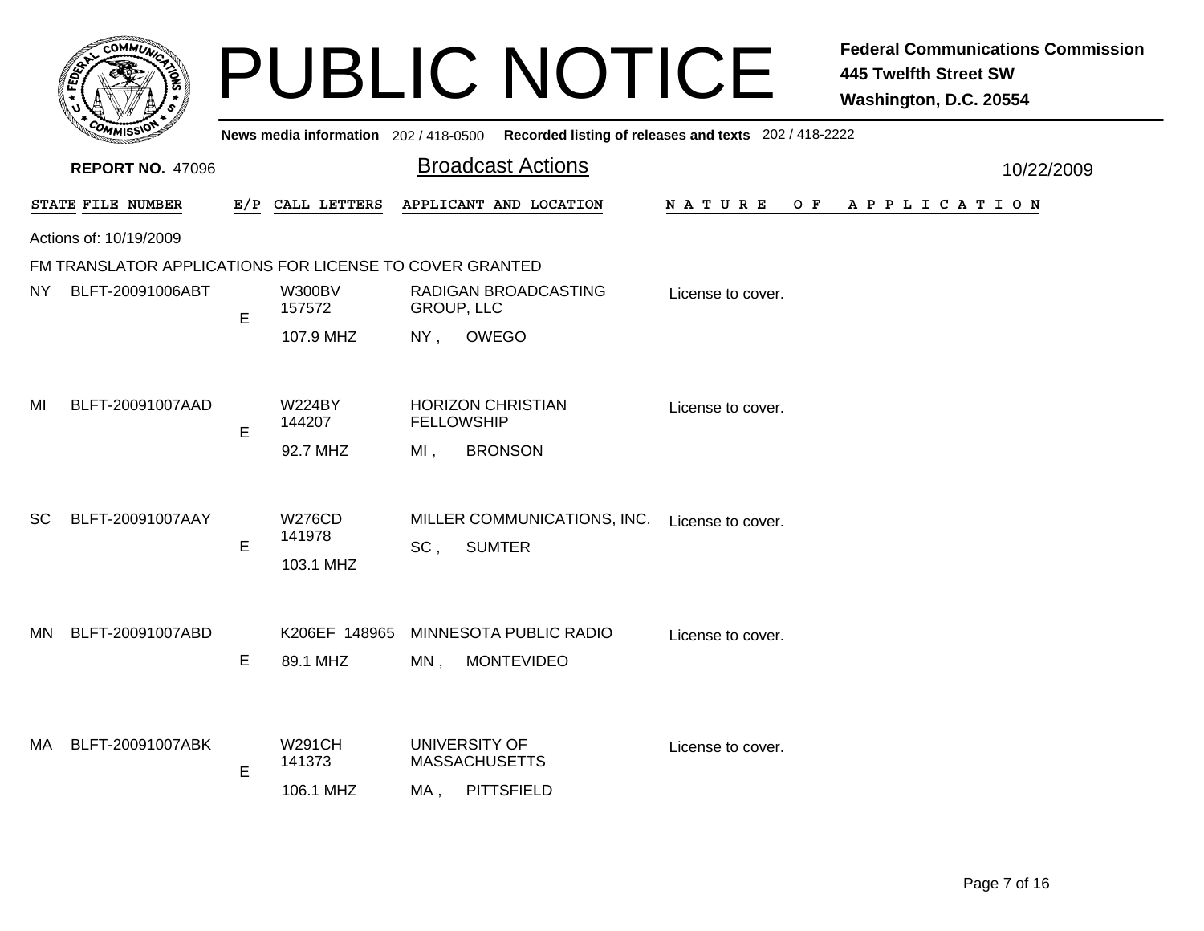# PUBLIC NOTICE

**Federal Communications Commission**
**445 Twelfth Street SW**
**Washington, D.C. 20554**

**News media information** 202 / 418-0500 **Recorded listing of releases and texts** 202 / 418-2222

**REPORT NO.** 47096

## Broadcast Actions

10/22/2009

Actions of: 10/19/2009

FM TRANSLATOR APPLICATIONS FOR LICENSE TO COVER GRANTED

| STATE | FILE NUMBER | E/P | CALL LETTERS | APPLICANT AND LOCATION | NATURE OF APPLICATION |
|---|---|---|---|---|---|
| NY | BLFT-20091006ABT | E | W300BV 157572 107.9 MHZ | RADIGAN BROADCASTING GROUP, LLC NY , OWEGO | License to cover. |
| MI | BLFT-20091007AAD | E | W224BY 144207 92.7 MHZ | HORIZON CHRISTIAN FELLOWSHIP MI , BRONSON | License to cover. |
| SC | BLFT-20091007AAY | E | W276CD 141978 103.1 MHZ | MILLER COMMUNICATIONS, INC. SC , SUMTER | License to cover. |
| MN | BLFT-20091007ABD | E | K206EF 148965 89.1 MHZ | MINNESOTA PUBLIC RADIO MN , MONTEVIDEO | License to cover. |
| MA | BLFT-20091007ABK | E | W291CH 141373 106.1 MHZ | UNIVERSITY OF MASSACHUSETTS MA , PITTSFIELD | License to cover. |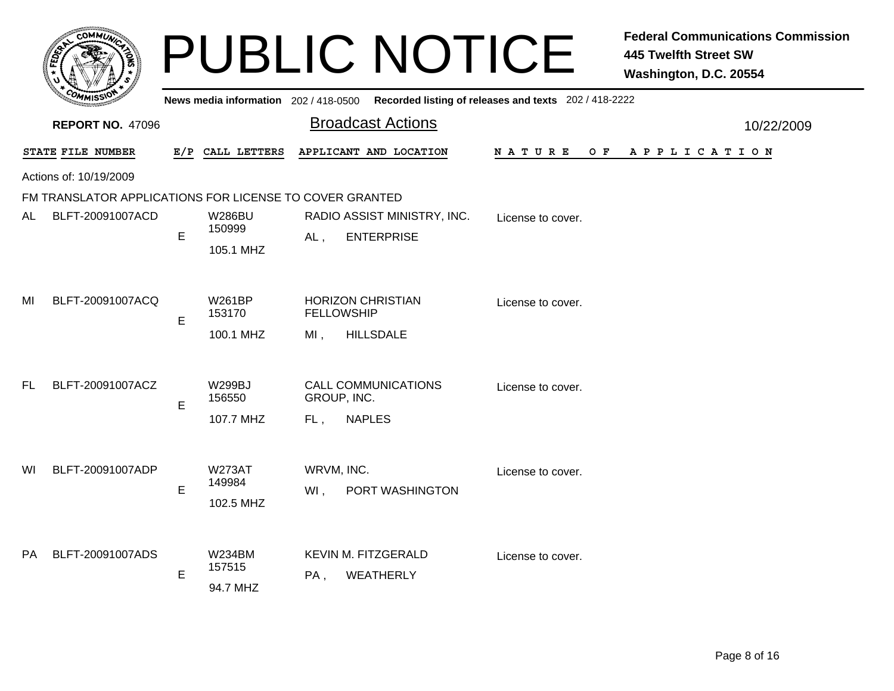# PUBLIC NOTICE

**Federal Communications Commission**
**445 Twelfth Street SW**
**Washington, D.C. 20554**

News media information 202 / 418-0500 Recorded listing of releases and texts 202 / 418-2222

**REPORT NO.** 47096

## Broadcast Actions

10/22/2009

Actions of: 10/19/2009

### FM TRANSLATOR APPLICATIONS FOR LICENSE TO COVER GRANTED

| STATE | FILE NUMBER | E/P | CALL LETTERS | APPLICANT AND LOCATION | NATURE OF APPLICATION |
|---|---|---|---|---|---|
| AL | BLFT-20091007ACD | E | W286BU<br>150999<br>105.1 MHZ | RADIO ASSIST MINISTRY, INC.<br>AL , ENTERPRISE | License to cover. |
| MI | BLFT-20091007ACQ | E | W261BP<br>153170<br>100.1 MHZ | HORIZON CHRISTIAN FELLOWSHIP<br>MI , HILLSDALE | License to cover. |
| FL | BLFT-20091007ACZ | E | W299BJ<br>156550<br>107.7 MHZ | CALL COMMUNICATIONS GROUP, INC.<br>FL , NAPLES | License to cover. |
| WI | BLFT-20091007ADP | E | W273AT<br>149984<br>102.5 MHZ | WRVM, INC.<br>WI , PORT WASHINGTON | License to cover. |
| PA | BLFT-20091007ADS | E | W234BM<br>157515<br>94.7 MHZ | KEVIN M. FITZGERALD<br>PA , WEATHERLY | License to cover. |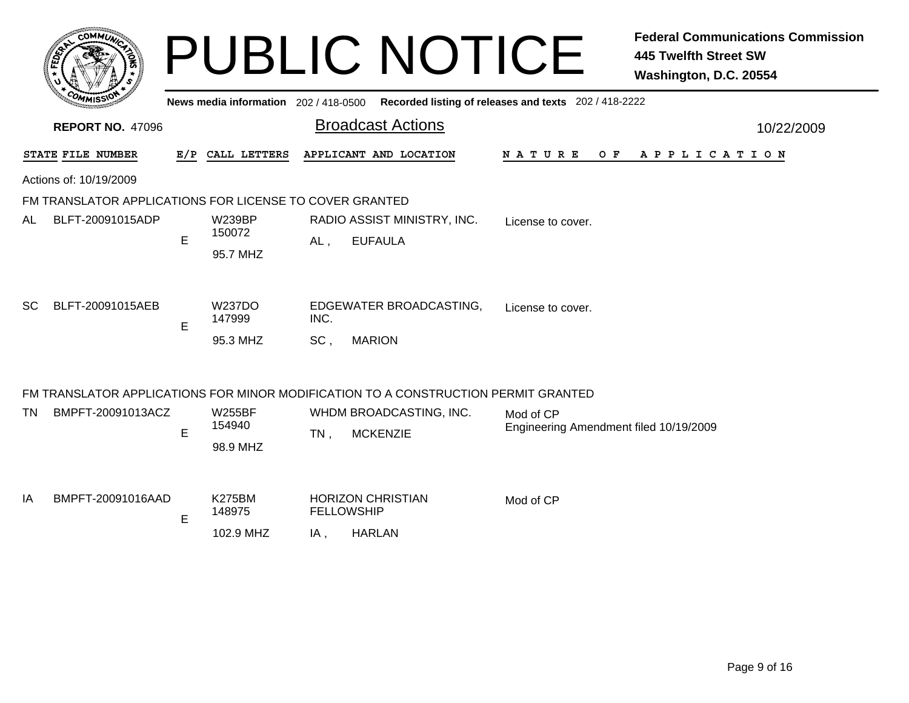# PUBLIC NOTICE

**Federal Communications Commission**
**445 Twelfth Street SW**
**Washington, D.C. 20554**

**News media information** 202 / 418-0500 **Recorded listing of releases and texts** 202 / 418-2222

**REPORT NO.** 47096

## Broadcast Actions

10/22/2009

Actions of: 10/19/2009

### FM TRANSLATOR APPLICATIONS FOR LICENSE TO COVER GRANTED

| STATE | FILE NUMBER | E/P | CALL LETTERS | APPLICANT AND LOCATION | NATURE OF APPLICATION |
|---|---|---|---|---|---|
| AL | BLFT-20091015ADP | E | W239BP 150072 95.7 MHZ | RADIO ASSIST MINISTRY, INC. AL , EUFAULA | License to cover. |
| SC | BLFT-20091015AEB | E | W237DO 147999 95.3 MHZ | EDGEWATER BROADCASTING, INC. SC , MARION | License to cover. |

### FM TRANSLATOR APPLICATIONS FOR MINOR MODIFICATION TO A CONSTRUCTION PERMIT GRANTED

| STATE | FILE NUMBER | E/P | CALL LETTERS | APPLICANT AND LOCATION | NATURE OF APPLICATION |
|---|---|---|---|---|---|
| TN | BMPFT-20091013ACZ | E | W255BF 154940 98.9 MHZ | WHDM BROADCASTING, INC. TN , MCKENZIE | Mod of CP Engineering Amendment filed 10/19/2009 |
| IA | BMPFT-20091016AAD | E | K275BM 148975 102.9 MHZ | HORIZON CHRISTIAN FELLOWSHIP IA , HARLAN | Mod of CP |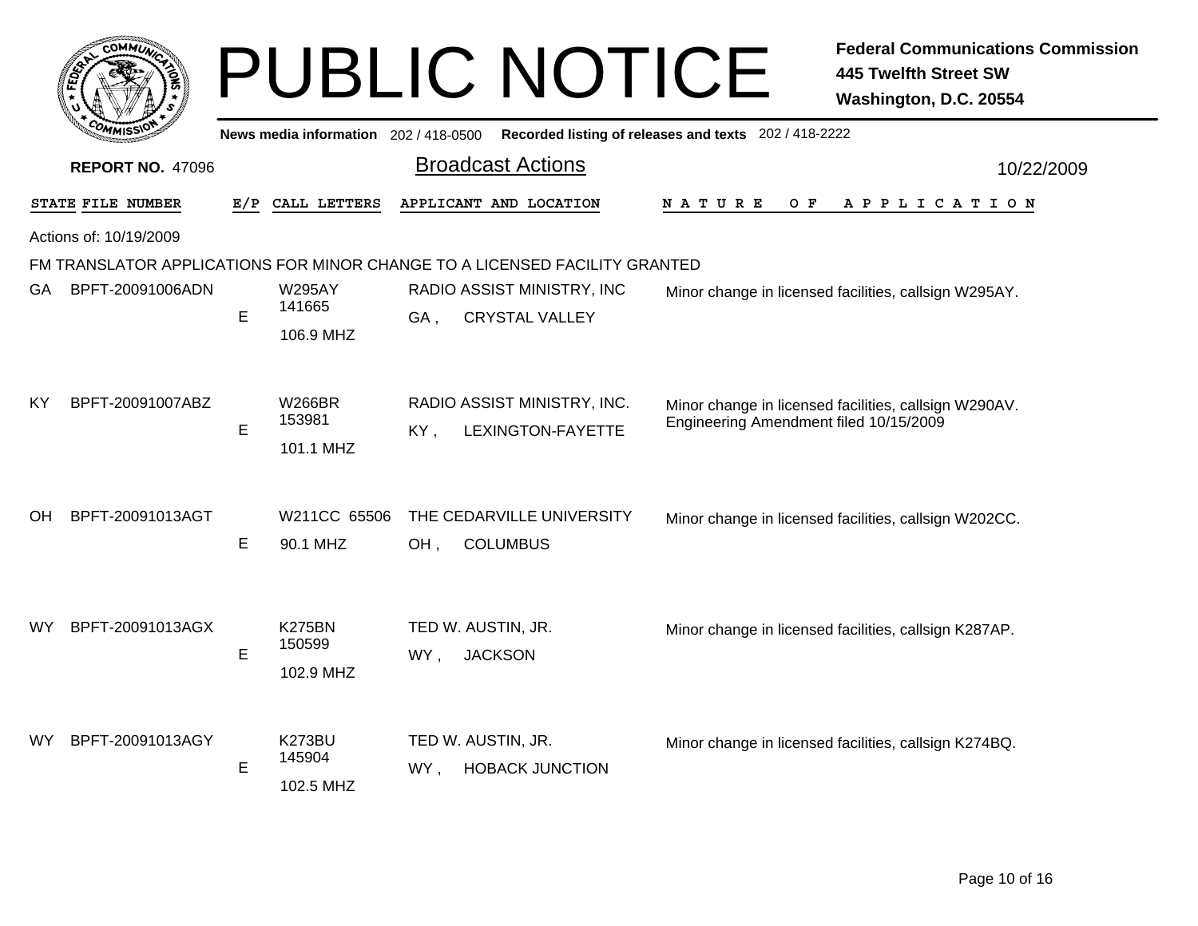# PUBLIC NOTICE

**Federal Communications Commission**
**445 Twelfth Street SW**
**Washington, D.C. 20554**

**News media information** 202 / 418-0500 **Recorded listing of releases and texts** 202 / 418-2222

**REPORT NO.** 47096

## Broadcast Actions

10/22/2009

| STATE | FILE NUMBER | E/P | CALL LETTERS | APPLICANT AND LOCATION | NATURE OF APPLICATION |
|---|---|---|---|---|---|

Actions of: 10/19/2009

FM TRANSLATOR APPLICATIONS FOR MINOR CHANGE TO A LICENSED FACILITY GRANTED

| STATE | FILE NUMBER | E/P | CALL LETTERS | APPLICANT AND LOCATION | NATURE OF APPLICATION |
|---|---|---|---|---|---|
| GA | BPFT-20091006ADN | E | W295AY 141665 106.9 MHZ | RADIO ASSIST MINISTRY, INC GA , CRYSTAL VALLEY | Minor change in licensed facilities, callsign W295AY. |
| KY | BPFT-20091007ABZ | E | W266BR 153981 101.1 MHZ | RADIO ASSIST MINISTRY, INC. KY , LEXINGTON-FAYETTE | Minor change in licensed facilities, callsign W290AV. Engineering Amendment filed 10/15/2009 |
| OH | BPFT-20091013AGT | E | W211CC 65506 90.1 MHZ | THE CEDARVILLE UNIVERSITY OH , COLUMBUS | Minor change in licensed facilities, callsign W202CC. |
| WY | BPFT-20091013AGX | E | K275BN 150599 102.9 MHZ | TED W. AUSTIN, JR. WY , JACKSON | Minor change in licensed facilities, callsign K287AP. |
| WY | BPFT-20091013AGY | E | K273BU 145904 102.5 MHZ | TED W. AUSTIN, JR. WY , HOBACK JUNCTION | Minor change in licensed facilities, callsign K274BQ. |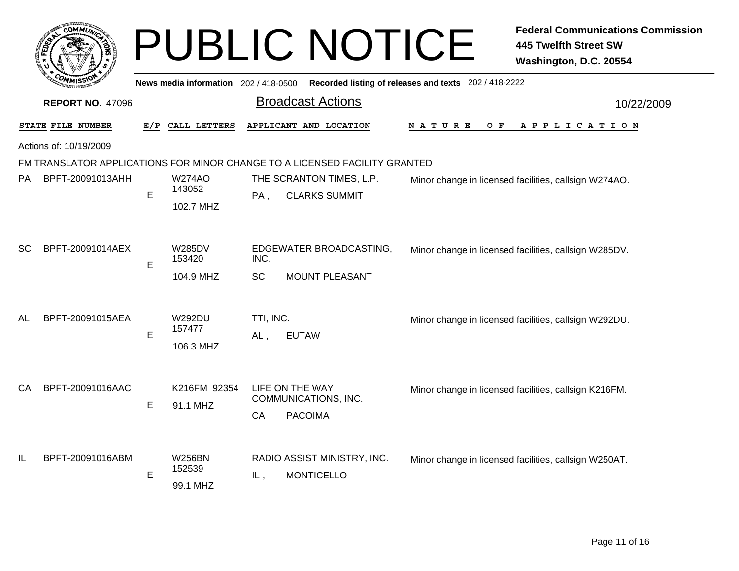# PUBLIC NOTICE

**Federal Communications Commission**
**445 Twelfth Street SW**
**Washington, D.C. 20554**

News media information 202 / 418-0500   Recorded listing of releases and texts 202 / 418-2222

**REPORT NO.** 47096

## Broadcast Actions

10/22/2009

Actions of: 10/19/2009

FM TRANSLATOR APPLICATIONS FOR MINOR CHANGE TO A LICENSED FACILITY GRANTED

| STATE | FILE NUMBER | E/P | CALL LETTERS | APPLICANT AND LOCATION | NATURE OF APPLICATION |
|---|---|---|---|---|---|
| PA | BPFT-20091013AHH | E | W274AO 143052 102.7 MHZ | THE SCRANTON TIMES, L.P. PA , CLARKS SUMMIT | Minor change in licensed facilities, callsign W274AO. |
| SC | BPFT-20091014AEX | E | W285DV 153420 104.9 MHZ | EDGEWATER BROADCASTING, INC. SC , MOUNT PLEASANT | Minor change in licensed facilities, callsign W285DV. |
| AL | BPFT-20091015AEA | E | W292DU 157477 106.3 MHZ | TTI, INC. AL , EUTAW | Minor change in licensed facilities, callsign W292DU. |
| CA | BPFT-20091016AAC | E | K216FM 92354 91.1 MHZ | LIFE ON THE WAY COMMUNICATIONS, INC. CA , PACOIMA | Minor change in licensed facilities, callsign K216FM. |
| IL | BPFT-20091016ABM | E | W256BN 152539 99.1 MHZ | RADIO ASSIST MINISTRY, INC. IL , MONTICELLO | Minor change in licensed facilities, callsign W250AT. |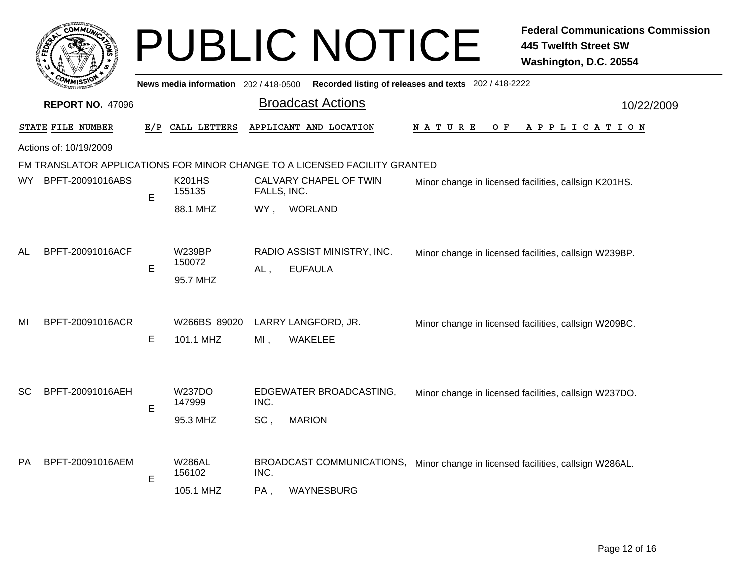# PUBLIC NOTICE

**Federal Communications Commission**
**445 Twelfth Street SW**
**Washington, D.C. 20554**

**News media information** 202 / 418-0500 **Recorded listing of releases and texts** 202 / 418-2222

**REPORT NO.** 47096

## Broadcast Actions

10/22/2009

Actions of: 10/19/2009

FM TRANSLATOR APPLICATIONS FOR MINOR CHANGE TO A LICENSED FACILITY GRANTED

| STATE | FILE NUMBER | E/P | CALL LETTERS | APPLICANT AND LOCATION | NATURE OF APPLICATION |
|---|---|---|---|---|---|
| WY | BPFT-20091016ABS | E | K201HS 155135 88.1 MHZ | CALVARY CHAPEL OF TWIN FALLS, INC. WY , WORLAND | Minor change in licensed facilities, callsign K201HS. |
| AL | BPFT-20091016ACF | E | W239BP 150072 95.7 MHZ | RADIO ASSIST MINISTRY, INC. AL , EUFAULA | Minor change in licensed facilities, callsign W239BP. |
| MI | BPFT-20091016ACR | E | W266BS 89020 101.1 MHZ | LARRY LANGFORD, JR. MI , WAKELEE | Minor change in licensed facilities, callsign W209BC. |
| SC | BPFT-20091016AEH | E | W237DO 147999 95.3 MHZ | EDGEWATER BROADCASTING, INC. SC , MARION | Minor change in licensed facilities, callsign W237DO. |
| PA | BPFT-20091016AEM | E | W286AL 156102 105.1 MHZ | BROADCAST COMMUNICATIONS, INC. PA , WAYNESBURG | Minor change in licensed facilities, callsign W286AL. |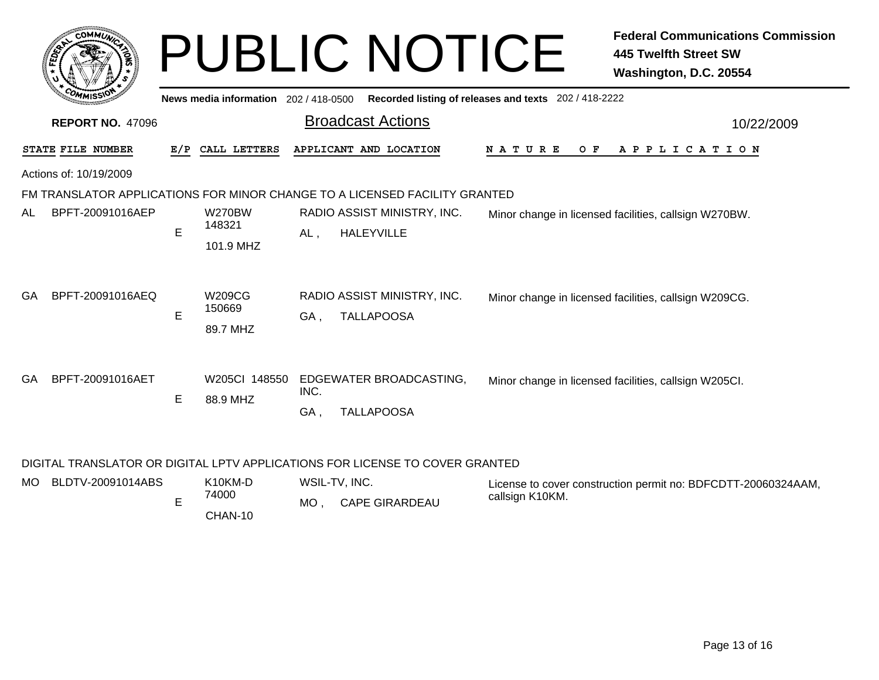# PUBLIC NOTICE

**Federal Communications Commission**
**445 Twelfth Street SW**
**Washington, D.C. 20554**

News media information 202 / 418-0500 Recorded listing of releases and texts 202 / 418-2222

**REPORT NO.** 47096

## Broadcast Actions

10/22/2009

Actions of: 10/19/2009

### FM TRANSLATOR APPLICATIONS FOR MINOR CHANGE TO A LICENSED FACILITY GRANTED

| STATE | FILE NUMBER | E/P | CALL LETTERS | APPLICANT AND LOCATION | NATURE OF APPLICATION |
|---|---|---|---|---|---|
| AL | BPFT-20091016AEP | E | W270BW 148321 101.9 MHZ | RADIO ASSIST MINISTRY, INC. AL , HALEYVILLE | Minor change in licensed facilities, callsign W270BW. |
| GA | BPFT-20091016AEQ | E | W209CG 150669 89.7 MHZ | RADIO ASSIST MINISTRY, INC. GA , TALLAPOOSA | Minor change in licensed facilities, callsign W209CG. |
| GA | BPFT-20091016AET | E | W205CI 148550 88.9 MHZ | EDGEWATER BROADCASTING, INC. GA , TALLAPOOSA | Minor change in licensed facilities, callsign W205CI. |

### DIGITAL TRANSLATOR OR DIGITAL LPTV APPLICATIONS FOR LICENSE TO COVER GRANTED

| STATE | FILE NUMBER | E/P | CALL LETTERS | APPLICANT AND LOCATION | NATURE OF APPLICATION |
|---|---|---|---|---|---|
| MO | BLDTV-20091014ABS | E | K10KM-D 74000 CHAN-10 | WSIL-TV, INC. MO , CAPE GIRARDEAU | License to cover construction permit no: BDFCDTT-20060324AAM, callsign K10KM. |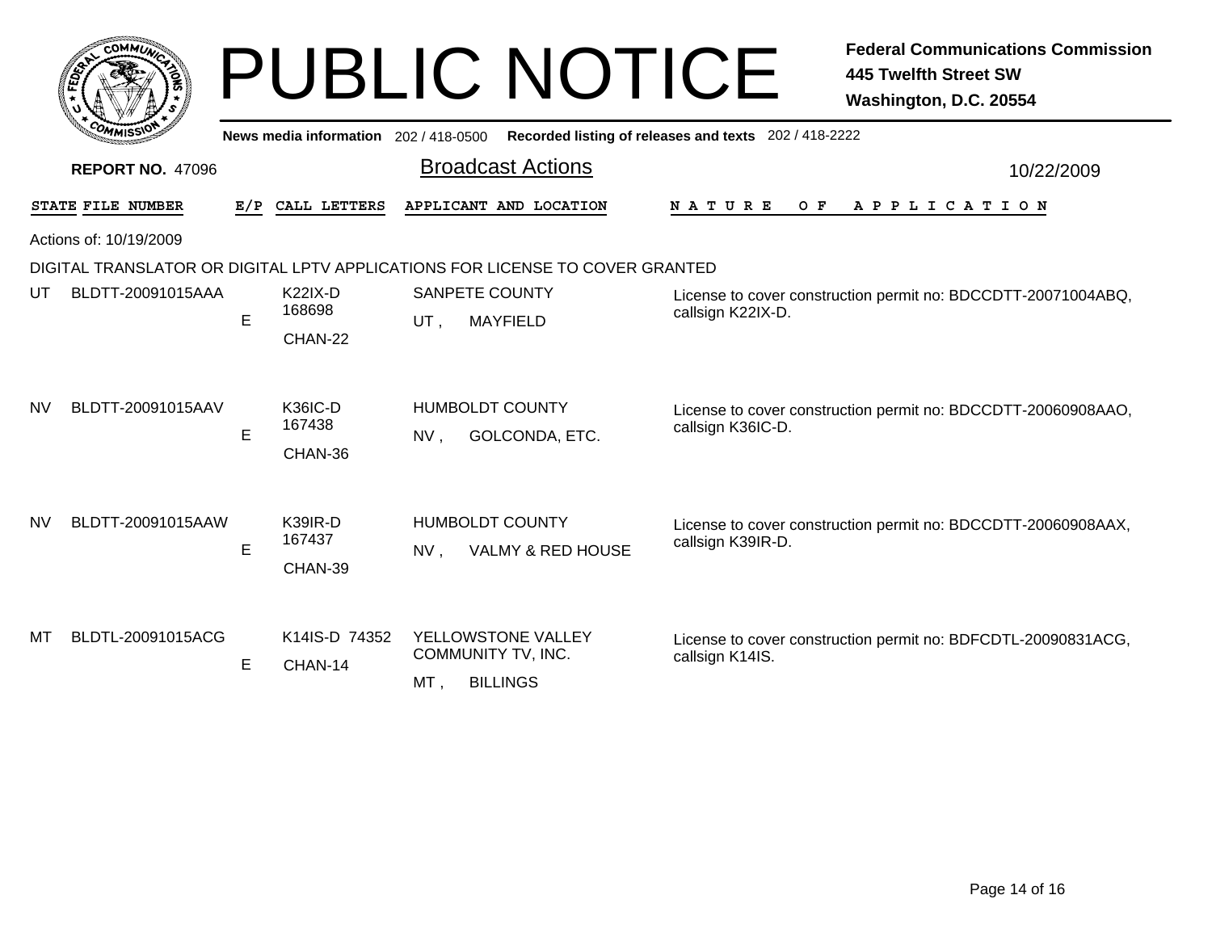# PUBLIC NOTICE

**Federal Communications Commission**
**445 Twelfth Street SW**
**Washington, D.C. 20554**

**News media information** 202 / 418-0500 **Recorded listing of releases and texts** 202 / 418-2222

**REPORT NO.** 47096

## Broadcast Actions

10/22/2009

Actions of: 10/19/2009

### DIGITAL TRANSLATOR OR DIGITAL LPTV APPLICATIONS FOR LICENSE TO COVER GRANTED

| STATE | FILE NUMBER | E/P | CALL LETTERS | APPLICANT AND LOCATION | NATURE OF APPLICATION |
|---|---|---|---|---|---|
| UT | BLDTT-20091015AAA | E | K22IX-D 168698 CHAN-22 | SANPETE COUNTY UT , MAYFIELD | License to cover construction permit no: BDCCDTT-20071004ABQ, callsign K22IX-D. |
| NV | BLDTT-20091015AAV | E | K36IC-D 167438 CHAN-36 | HUMBOLDT COUNTY NV , GOLCONDA, ETC. | License to cover construction permit no: BDCCDTT-20060908AAO, callsign K36IC-D. |
| NV | BLDTT-20091015AAW | E | K39IR-D 167437 CHAN-39 | HUMBOLDT COUNTY NV , VALMY & RED HOUSE | License to cover construction permit no: BDCCDTT-20060908AAX, callsign K39IR-D. |
| MT | BLDTL-20091015ACG | E | K14IS-D 74352 CHAN-14 | YELLOWSTONE VALLEY COMMUNITY TV, INC. MT , BILLINGS | License to cover construction permit no: BDFCDTL-20090831ACG, callsign K14IS. |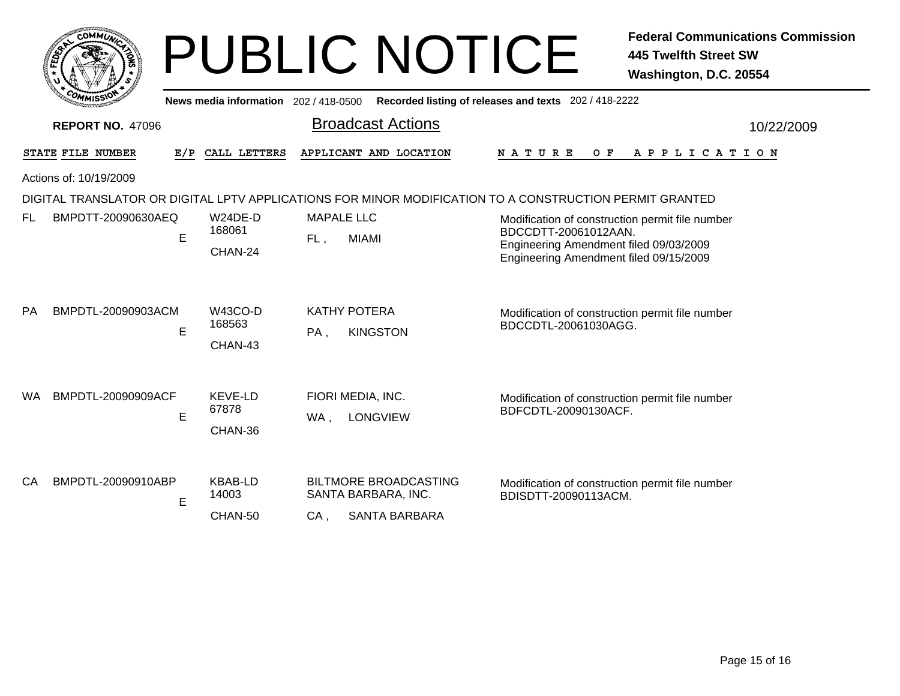# PUBLIC NOTICE

**Federal Communications Commission**
**445 Twelfth Street SW**
**Washington, D.C. 20554**

**News media information** 202 / 418-0500 **Recorded listing of releases and texts** 202 / 418-2222

**REPORT NO.** 47096

## Broadcast Actions

10/22/2009

Actions of: 10/19/2009

DIGITAL TRANSLATOR OR DIGITAL LPTV APPLICATIONS FOR MINOR MODIFICATION TO A CONSTRUCTION PERMIT GRANTED

| STATE | FILE NUMBER | E/P | CALL LETTERS | APPLICANT AND LOCATION | NATURE OF APPLICATION |
|---|---|---|---|---|---|
| FL | BMPDTT-20090630AEQ | E | W24DE-D<br>168061<br>CHAN-24 | MAPALE LLC<br>FL , MIAMI | Modification of construction permit file number BDCCDTT-20061012AAN.<br>Engineering Amendment filed 09/03/2009<br>Engineering Amendment filed 09/15/2009 |
| PA | BMPDTL-20090903ACM | E | W43CO-D<br>168563<br>CHAN-43 | KATHY POTERA<br>PA , KINGSTON | Modification of construction permit file number BDCCDTL-20061030AGG. |
| WA | BMPDTL-20090909ACF | E | KEVE-LD<br>67878<br>CHAN-36 | FIORI MEDIA, INC.<br>WA , LONGVIEW | Modification of construction permit file number BDFCDTL-20090130ACF. |
| CA | BMPDTL-20090910ABP | E | KBAB-LD<br>14003<br>CHAN-50 | BILTMORE BROADCASTING SANTA BARBARA, INC.<br>CA , SANTA BARBARA | Modification of construction permit file number BDISDTT-20090113ACM. |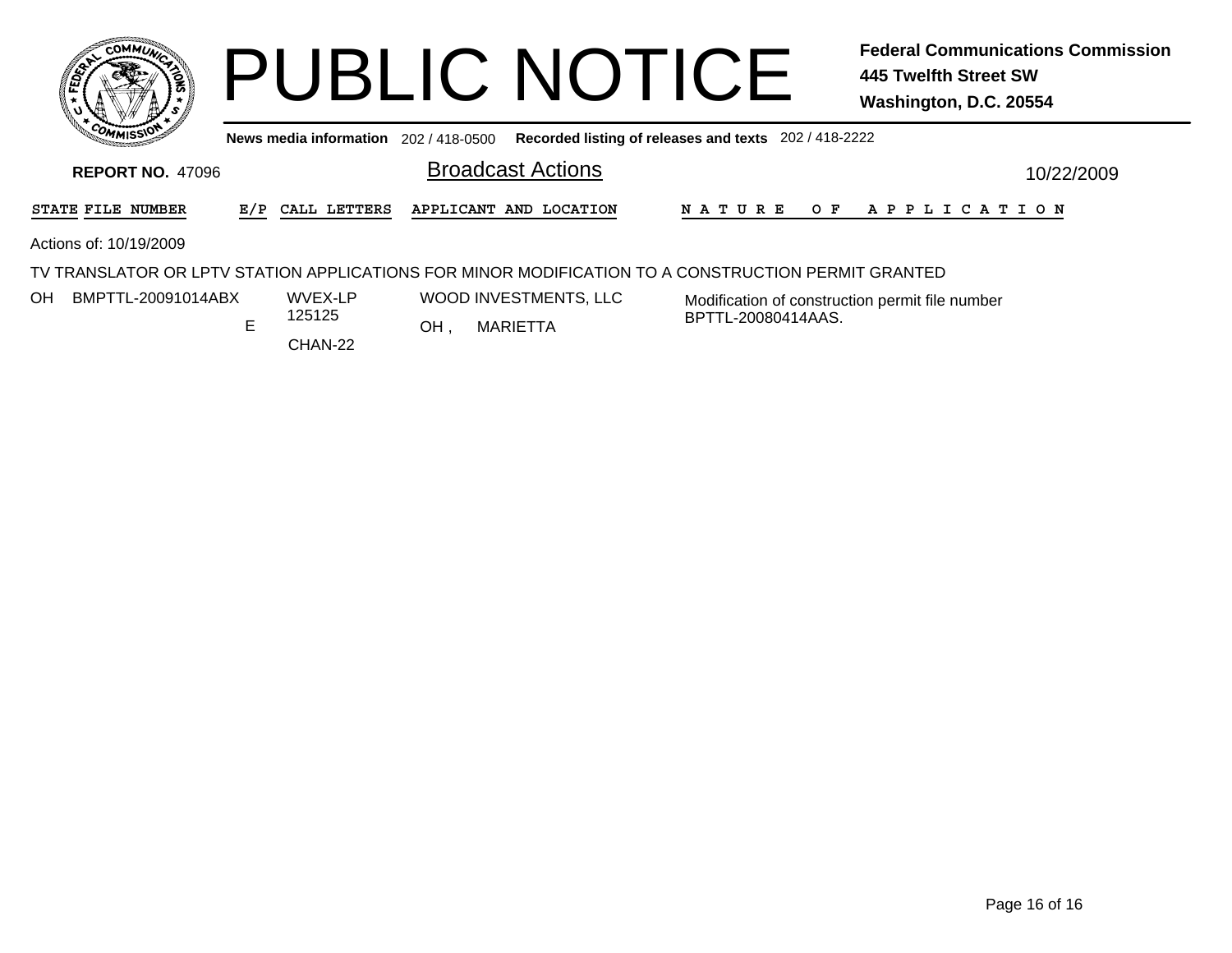# PUBLIC NOTICE

**Federal Communications Commission**
**445 Twelfth Street SW**
**Washington, D.C. 20554**

**News media information** 202 / 418-0500 **Recorded listing of releases and texts** 202 / 418-2222

**REPORT NO.** 47096

## Broadcast Actions

10/22/2009

| STATE | FILE NUMBER | E/P | CALL LETTERS | APPLICANT AND LOCATION | NATURE OF APPLICATION |
|---|---|---|---|---|---|

Actions of: 10/19/2009

TV TRANSLATOR OR LPTV STATION APPLICATIONS FOR MINOR MODIFICATION TO A CONSTRUCTION PERMIT GRANTED

| STATE | FILE NUMBER | E/P | CALL LETTERS | APPLICANT AND LOCATION | NATURE OF APPLICATION |
|---|---|---|---|---|---|
| OH | BMPTTL-20091014ABX | E | WVEX-LP 125125 CHAN-22 | WOOD INVESTMENTS, LLC OH , MARIETTA | Modification of construction permit file number BPTTL-20080414AAS. |